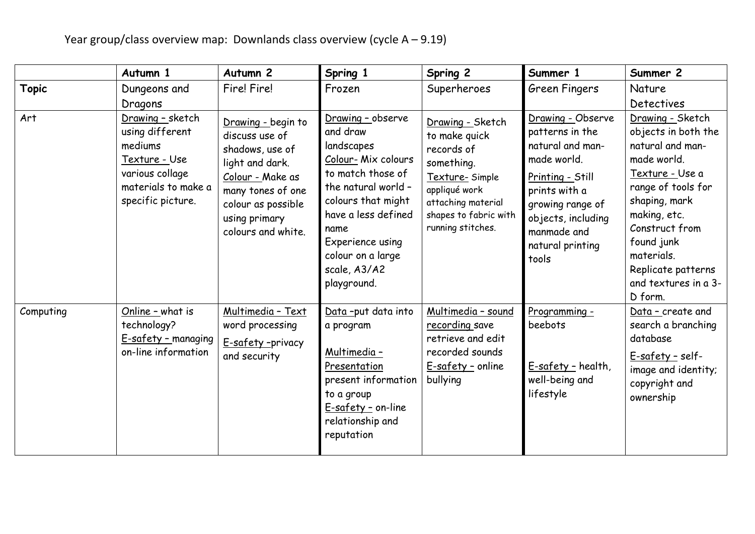Year group/class overview map: Downlands class overview (cycle A – 9.19)

| | Autumn 1 | Autumn 2 | Spring 1 | Spring 2 | Summer 1 | Summer 2 |
|---|---|---|---|---|---|---|
| **Topic** | Dungeons and Dragons | Fire! Fire! | Frozen | Superheroes | Green Fingers | Nature Detectives |
| Art | Drawing – sketch using different mediums<br>Texture - Use various collage materials to make a specific picture. | Drawing - begin to discuss use of shadows, use of light and dark.<br>Colour - Make as many tones of one colour as possible using primary colours and white. | Drawing – observe and draw landscapes<br>Colour- Mix colours to match those of the natural world – colours that might have a less defined name<br>Experience using colour on a large scale, A3/A2 playground. | Drawing - Sketch to make quick records of something.<br>Texture- Simple appliqué work attaching material shapes to fabric with running stitches. | Drawing - Observe patterns in the natural and man-made world.<br>Printing - Still prints with a growing range of objects, including manmade and natural printing tools | Drawing - Sketch objects in both the natural and man-made world.<br>Texture - Use a range of tools for shaping, mark making, etc. Construct from found junk materials.<br>Replicate patterns and textures in a 3-D form. |
| Computing | Online – what is technology?<br>E-safety – managing on-line information | Multimedia – Text word processing<br>E-safety –privacy and security | Data –put data into a program<br><br>Multimedia – Presentation present information to a group<br>E-safety – on-line relationship and reputation | Multimedia – sound recording save retrieve and edit recorded sounds<br>E-safety – online bullying | Programming - beebots<br><br>E-safety – health, well-being and lifestyle | Data – create and search a branching database<br>E-safety – self-image and identity; copyright and ownership |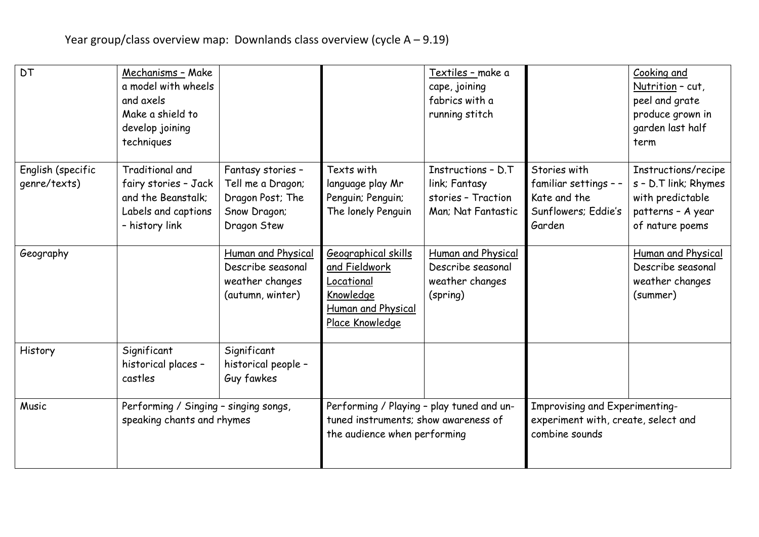Year group/class overview map: Downlands class overview (cycle A – 9.19)

| DT | Mechanisms – Make a model with wheels and axels<br>Make a shield to develop joining techniques | | | Textiles – make a cape, joining fabrics with a running stitch | | Cooking and Nutrition – cut, peel and grate produce grown in garden last half term |
|---|---|---|---|---|---|---|
| English (specific genre/texts) | Traditional and fairy stories – Jack and the Beanstalk; Labels and captions – history link | Fantasy stories – Tell me a Dragon; Dragon Post; The Snow Dragon; Dragon Stew | Texts with language play Mr Penguin; Penguin; The lonely Penguin | Instructions – D.T link; Fantasy stories – Traction Man; Nat Fantastic | Stories with familiar settings – – Kate and the Sunflowers; Eddie's Garden | Instructions/recipes – D.T link; Rhymes with predictable patterns – A year of nature poems |
| Geography | | Human and Physical<br>Describe seasonal weather changes (autumn, winter) | Geographical skills and Fieldwork<br>Locational Knowledge<br>Human and Physical<br>Place Knowledge | Human and Physical<br>Describe seasonal weather changes (spring) | | Human and Physical<br>Describe seasonal weather changes (summer) |
| History | Significant historical places – castles | Significant historical people – Guy fawkes | | | | |
| Music | Performing / Singing – singing songs, speaking chants and rhymes | | Performing / Playing – play tuned and un-tuned instruments; show awareness of the audience when performing | | Improvising and Experimenting- experiment with, create, select and combine sounds | |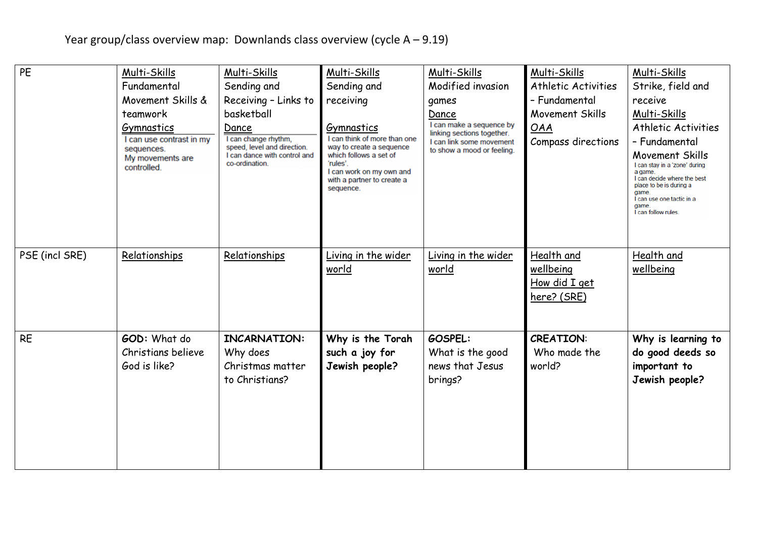Year group/class overview map: Downlands class overview (cycle A – 9.19)

| PE | Multi-Skills<br>Fundamental Movement Skills & teamwork<br>Gymnastics<br>I can use contrast in my sequences.<br>My movements are controlled. | Multi-Skills<br>Sending and Receiving – Links to basketball<br>Dance<br>I can change rhythm, speed, level and direction.<br>I can dance with control and co-ordination. | Multi-Skills<br>Sending and receiving<br>Gymnastics<br>I can think of more than one way to create a sequence which follows a set of 'rules'.<br>I can work on my own and with a partner to create a sequence. | Multi-Skills<br>Modified invasion games<br>Dance<br>I can make a sequence by linking sections together.<br>I can link some movement to show a mood or feeling. | Multi-Skills<br>Athletic Activities – Fundamental Movement Skills<br>OAA<br>Compass directions | Multi-Skills<br>Strike, field and receive<br>Multi-Skills<br>Athletic Activities – Fundamental Movement Skills<br>I can stay in a 'zone' during a game.<br>I can decide where the best place to be is during a game.<br>I can use one tactic in a game.<br>I can follow rules. |
|---|---|---|---|---|---|---|
| PSE (incl SRE) | Relationships | Relationships | Living in the wider world | Living in the wider world | Health and wellbeing<br>How did I get here? (SRE) | Health and wellbeing |
| RE | **GOD**: What do Christians believe God is like? | **INCARNATION**: Why does Christmas matter to Christians? | **Why is the Torah such a joy for Jewish people?** | **GOSPEL**: What is the good news that Jesus brings? | **CREATION**: Who made the world? | **Why is learning to do good deeds so important to Jewish people?** |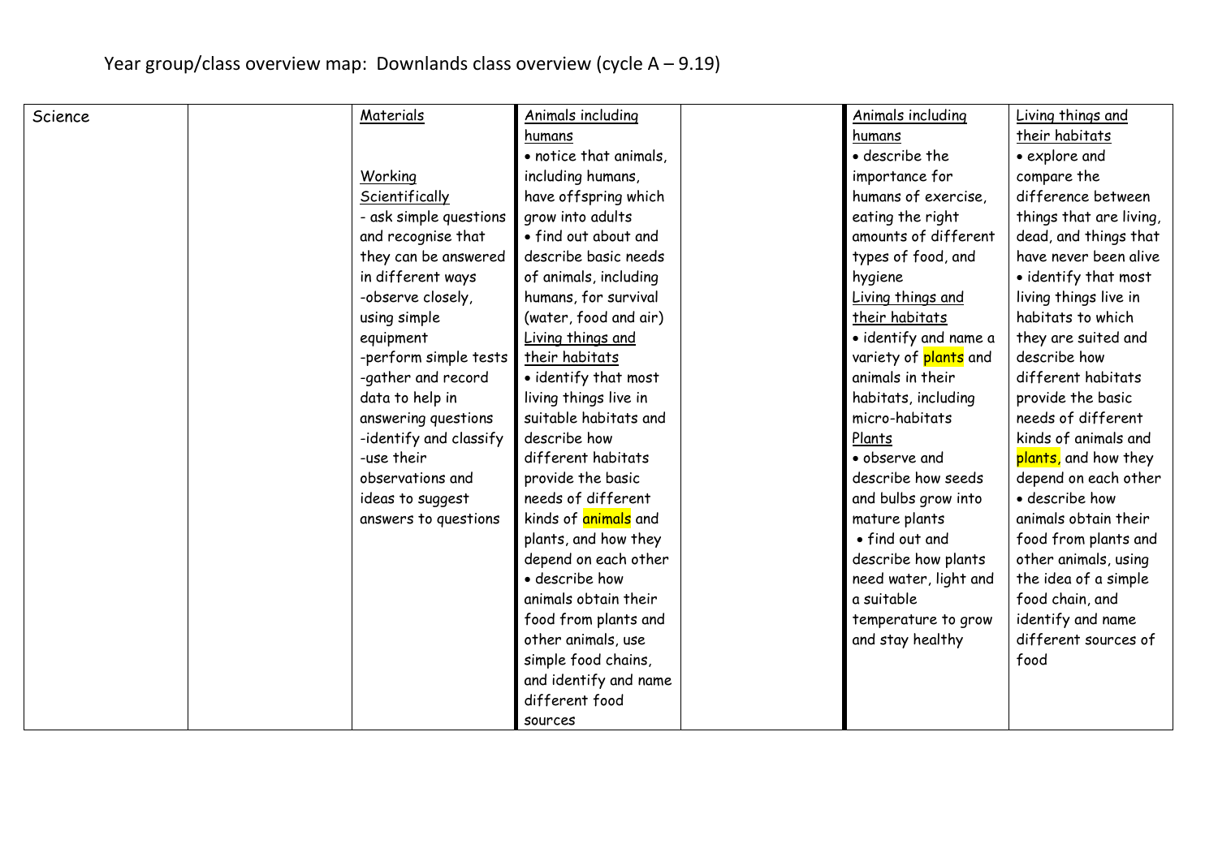Year group/class overview map: Downlands class overview (cycle A – 9.19)

| | | | | | | |
|---|---|---|---|---|---|---|
| Science | | Materials<br><br>Working Scientifically<br>- ask simple questions and recognise that they can be answered in different ways<br>-observe closely, using simple equipment<br>-perform simple tests<br>-gather and record data to help in answering questions<br>-identify and classify<br>-use their observations and ideas to suggest answers to questions | Animals including humans<br>• notice that animals, including humans, have offspring which grow into adults<br>• find out about and describe basic needs of animals, including humans, for survival (water, food and air)<br>Living things and their habitats<br>• identify that most living things live in suitable habitats and describe how different habitats provide the basic needs of different kinds of animals and plants, and how they depend on each other<br>• describe how animals obtain their food from plants and other animals, use simple food chains, and identify and name different food sources | | Animals including humans<br>• describe the importance for humans of exercise, eating the right amounts of different types of food, and hygiene<br>Living things and their habitats<br>• identify and name a variety of plants and animals in their habitats, including micro-habitats<br>Plants<br>• observe and describe how seeds and bulbs grow into mature plants<br>• find out and describe how plants need water, light and a suitable temperature to grow and stay healthy | Living things and their habitats<br>• explore and compare the difference between things that are living, dead, and things that have never been alive<br>• identify that most living things live in habitats to which they are suited and describe how different habitats provide the basic needs of different kinds of animals and plants, and how they depend on each other<br>• describe how animals obtain their food from plants and other animals, using the idea of a simple food chain, and identify and name different sources of food |